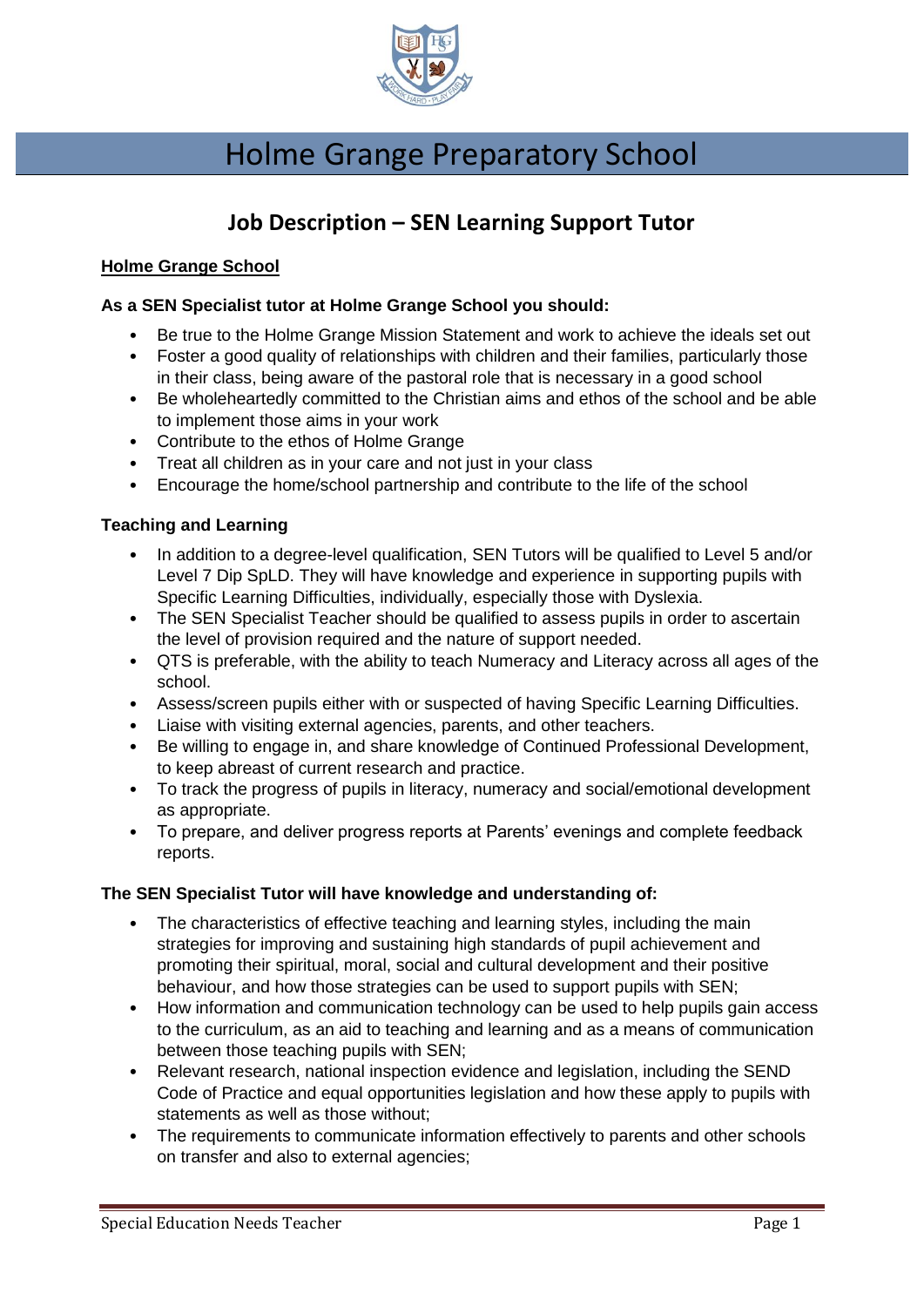# Holme Grange Preparatory School

## Job Description – SEN Learning Support Tutor

**Holme Grange School**

**As a SEN Specialist tutor at Holme Grange School you should:**

- Be true to the Holme Grange Mission Statement and work to achieve the ideals set out
- Foster a good quality of relationships with children and their families, particularly those in their class, being aware of the pastoral role that is necessary in a good school
- Be wholeheartedly committed to the Christian aims and ethos of the school and be able to implement those aims in your work
- Contribute to the ethos of Holme Grange
- Treat all children as in your care and not just in your class
- Encourage the home/school partnership and contribute to the life of the school

**Teaching and Learning**

- In addition to a degree-level qualification, SEN Tutors will be qualified to Level 5 and/or Level 7 Dip SpLD. They will have knowledge and experience in supporting pupils with Specific Learning Difficulties, individually, especially those with Dyslexia.
- The SEN Specialist Teacher should be qualified to assess pupils in order to ascertain the level of provision required and the nature of support needed.
- QTS is preferable, with the ability to teach Numeracy and Literacy across all ages of the school.
- Assess/screen pupils either with or suspected of having Specific Learning Difficulties.
- Liaise with visiting external agencies, parents, and other teachers.
- Be willing to engage in, and share knowledge of Continued Professional Development, to keep abreast of current research and practice.
- To track the progress of pupils in literacy, numeracy and social/emotional development as appropriate.
- To prepare, and deliver progress reports at Parents' evenings and complete feedback reports.

**The SEN Specialist Tutor will have knowledge and understanding of:**

- The characteristics of effective teaching and learning styles, including the main strategies for improving and sustaining high standards of pupil achievement and promoting their spiritual, moral, social and cultural development and their positive behaviour, and how those strategies can be used to support pupils with SEN;
- How information and communication technology can be used to help pupils gain access to the curriculum, as an aid to teaching and learning and as a means of communication between those teaching pupils with SEN;
- Relevant research, national inspection evidence and legislation, including the SEND Code of Practice and equal opportunities legislation and how these apply to pupils with statements as well as those without;
- The requirements to communicate information effectively to parents and other schools on transfer and also to external agencies;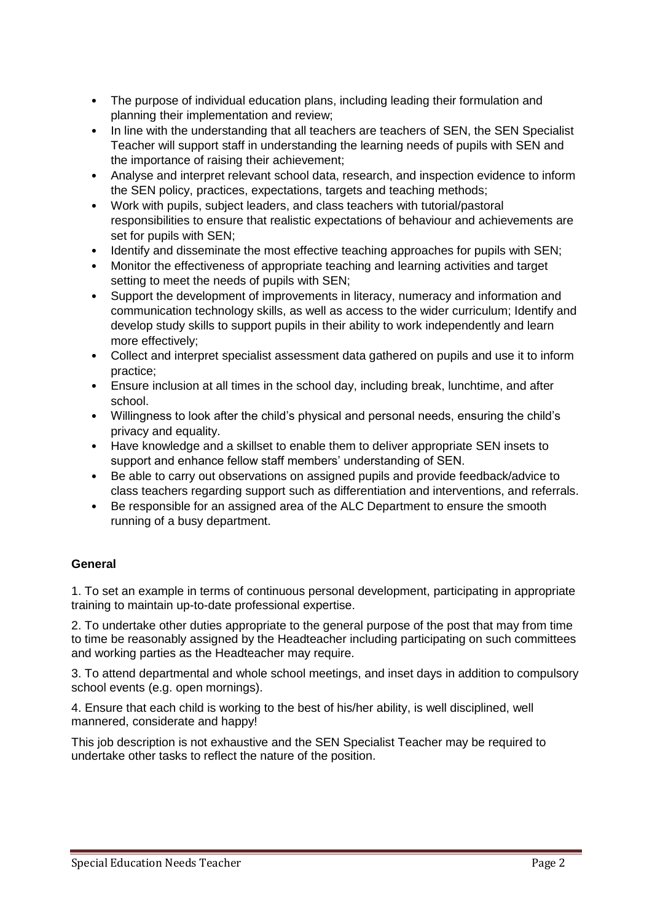- The purpose of individual education plans, including leading their formulation and planning their implementation and review;
- In line with the understanding that all teachers are teachers of SEN, the SEN Specialist Teacher will support staff in understanding the learning needs of pupils with SEN and the importance of raising their achievement;
- Analyse and interpret relevant school data, research, and inspection evidence to inform the SEN policy, practices, expectations, targets and teaching methods;
- Work with pupils, subject leaders, and class teachers with tutorial/pastoral responsibilities to ensure that realistic expectations of behaviour and achievements are set for pupils with SEN;
- Identify and disseminate the most effective teaching approaches for pupils with SEN;
- Monitor the effectiveness of appropriate teaching and learning activities and target setting to meet the needs of pupils with SEN;
- Support the development of improvements in literacy, numeracy and information and communication technology skills, as well as access to the wider curriculum; Identify and develop study skills to support pupils in their ability to work independently and learn more effectively;
- Collect and interpret specialist assessment data gathered on pupils and use it to inform practice;
- Ensure inclusion at all times in the school day, including break, lunchtime, and after school.
- Willingness to look after the child's physical and personal needs, ensuring the child's privacy and equality.
- Have knowledge and a skillset to enable them to deliver appropriate SEN insets to support and enhance fellow staff members' understanding of SEN.
- Be able to carry out observations on assigned pupils and provide feedback/advice to class teachers regarding support such as differentiation and interventions, and referrals.
- Be responsible for an assigned area of the ALC Department to ensure the smooth running of a busy department.

**General**

1. To set an example in terms of continuous personal development, participating in appropriate training to maintain up-to-date professional expertise.

2. To undertake other duties appropriate to the general purpose of the post that may from time to time be reasonably assigned by the Headteacher including participating on such committees and working parties as the Headteacher may require.

3. To attend departmental and whole school meetings, and inset days in addition to compulsory school events (e.g. open mornings).

4. Ensure that each child is working to the best of his/her ability, is well disciplined, well mannered, considerate and happy!

This job description is not exhaustive and the SEN Specialist Teacher may be required to undertake other tasks to reflect the nature of the position.